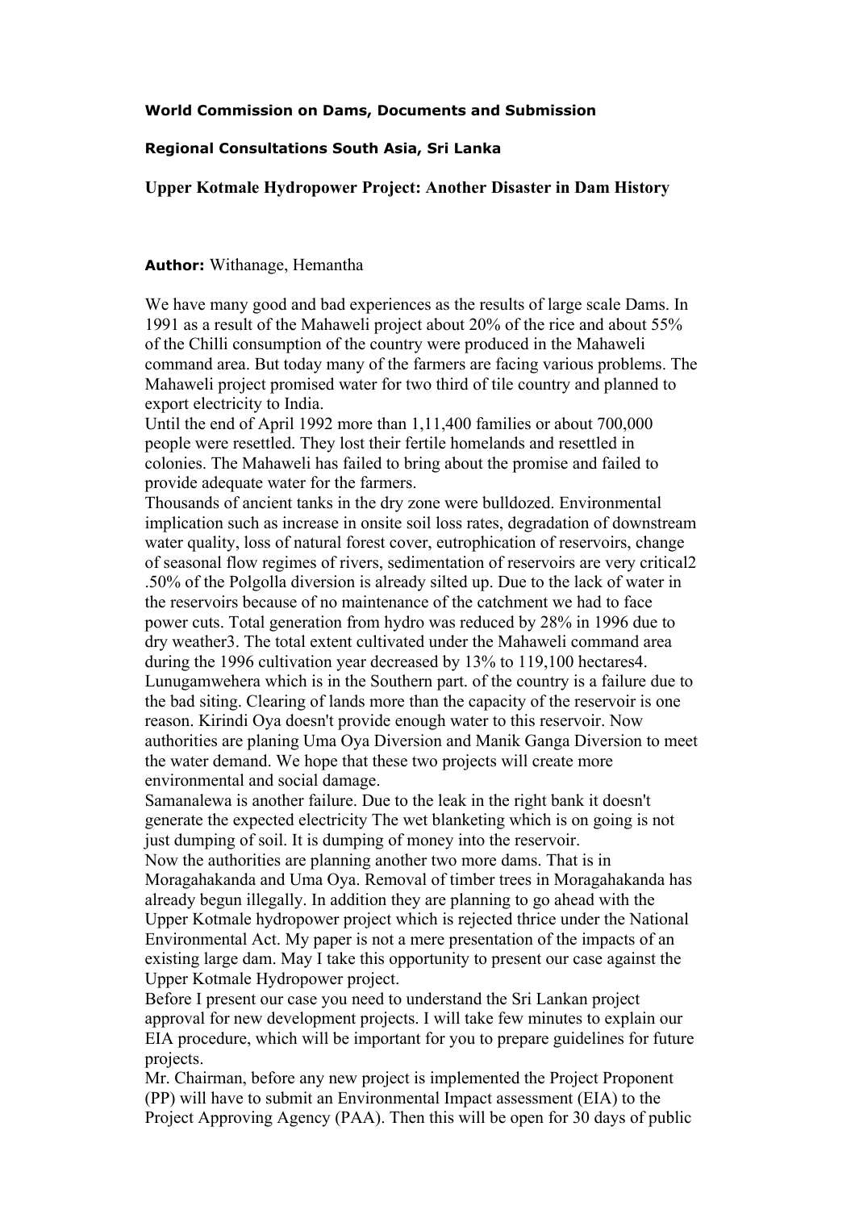**World Commission on Dams, Documents and Submission**

**Regional Consultations South Asia, Sri Lanka**

**Upper Kotmale Hydropower Project: Another Disaster in Dam History**

**Author:** Withanage, Hemantha

We have many good and bad experiences as the results of large scale Dams. In 1991 as a result of the Mahaweli project about 20% of the rice and about 55% of the Chilli consumption of the country were produced in the Mahaweli command area. But today many of the farmers are facing various problems. The Mahaweli project promised water for two third of tile country and planned to export electricity to India.

Until the end of April 1992 more than 1,11,400 families or about 700,000 people were resettled. They lost their fertile homelands and resettled in colonies. The Mahaweli has failed to bring about the promise and failed to provide adequate water for the farmers.

Thousands of ancient tanks in the dry zone were bulldozed. Environmental implication such as increase in onsite soil loss rates, degradation of downstream water quality, loss of natural forest cover, eutrophication of reservoirs, change of seasonal flow regimes of rivers, sedimentation of reservoirs are very critical[2] .50% of the Polgolla diversion is already silted up. Due to the lack of water in the reservoirs because of no maintenance of the catchment we had to face power cuts. Total generation from hydro was reduced by 28% in 1996 due to dry weather[3]. The total extent cultivated under the Mahaweli command area during the 1996 cultivation year decreased by 13% to 119,100 hectares[4].

Lunugamwehera which is in the Southern part. of the country is a failure due to the bad siting. Clearing of lands more than the capacity of the reservoir is one reason. Kirindi Oya doesn't provide enough water to this reservoir. Now authorities are planing Uma Oya Diversion and Manik Ganga Diversion to meet the water demand. We hope that these two projects will create more environmental and social damage.

Samanalewa is another failure. Due to the leak in the right bank it doesn't generate the expected electricity The wet blanketing which is on going is not just dumping of soil. It is dumping of money into the reservoir.

Now the authorities are planning another two more dams. That is in Moragahakanda and Uma Oya. Removal of timber trees in Moragahakanda has already begun illegally. In addition they are planning to go ahead with the Upper Kotmale hydropower project which is rejected thrice under the National Environmental Act. My paper is not a mere presentation of the impacts of an existing large dam. May I take this opportunity to present our case against the Upper Kotmale Hydropower project.

Before I present our case you need to understand the Sri Lankan project approval for new development projects. I will take few minutes to explain our EIA procedure, which will be important for you to prepare guidelines for future projects.

Mr. Chairman, before any new project is implemented the Project Proponent (PP) will have to submit an Environmental Impact assessment (EIA) to the Project Approving Agency (PAA). Then this will be open for 30 days of public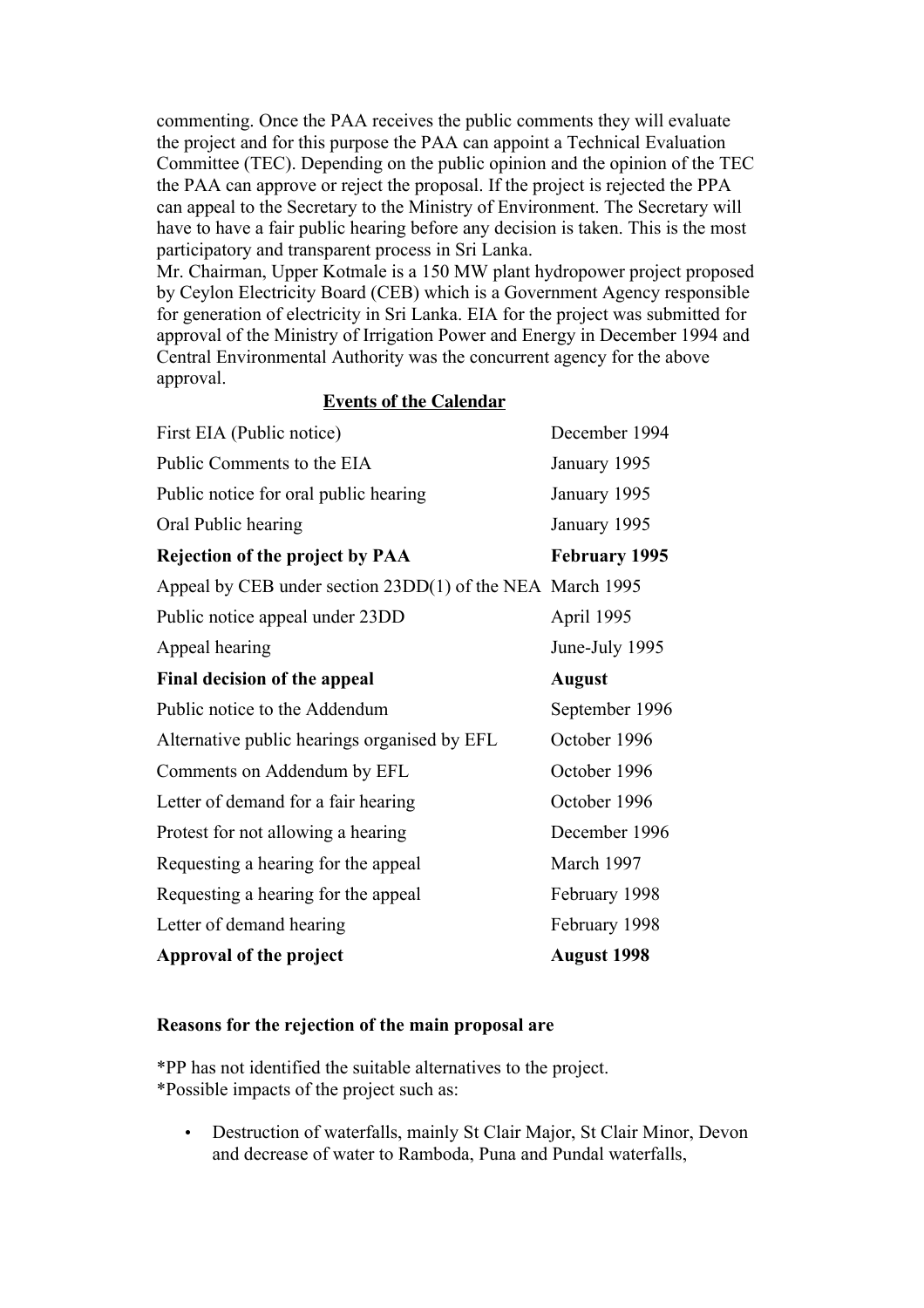commenting. Once the PAA receives the public comments they will evaluate the project and for this purpose the PAA can appoint a Technical Evaluation Committee (TEC). Depending on the public opinion and the opinion of the TEC the PAA can approve or reject the proposal. If the project is rejected the PPA can appeal to the Secretary to the Ministry of Environment. The Secretary will have to have a fair public hearing before any decision is taken. This is the most participatory and transparent process in Sri Lanka.

Mr. Chairman, Upper Kotmale is a 150 MW plant hydropower project proposed by Ceylon Electricity Board (CEB) which is a Government Agency responsible for generation of electricity in Sri Lanka. EIA for the project was submitted for approval of the Ministry of Irrigation Power and Energy in December 1994 and Central Environmental Authority was the concurrent agency for the above approval.

**Events of the Calendar**

| Event | Date |
|---|---|
| First EIA (Public notice) | December 1994 |
| Public Comments to the EIA | January 1995 |
| Public notice for oral public hearing | January 1995 |
| Oral Public hearing | January 1995 |
| **Rejection of the project by PAA** | **February 1995** |
| Appeal by CEB under section 23DD(1) of the NEA | March 1995 |
| Public notice appeal under 23DD | April 1995 |
| Appeal hearing | June-July 1995 |
| **Final decision of the appeal** | **August** |
| Public notice to the Addendum | September 1996 |
| Alternative public hearings organised by EFL | October 1996 |
| Comments on Addendum by EFL | October 1996 |
| Letter of demand for a fair hearing | October 1996 |
| Protest for not allowing a hearing | December 1996 |
| Requesting a hearing for the appeal | March 1997 |
| Requesting a hearing for the appeal | February 1998 |
| Letter of demand hearing | February 1998 |
| **Approval of the project** | **August 1998** |

**Reasons for the rejection of the main proposal are**

*PP has not identified the suitable alternatives to the project.
*Possible impacts of the project such as:

- Destruction of waterfalls, mainly St Clair Major, St Clair Minor, Devon and decrease of water to Ramboda, Puna and Pundal waterfalls,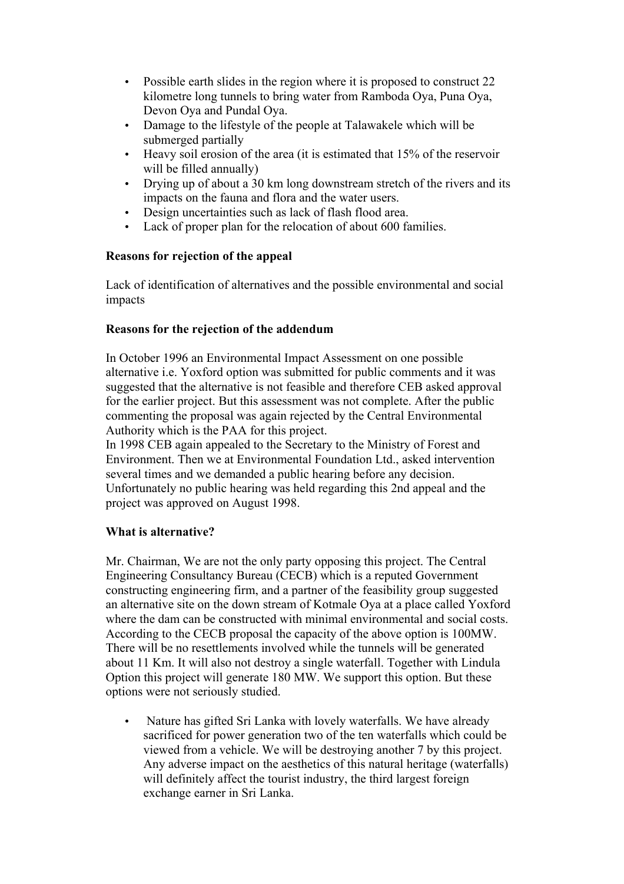- Possible earth slides in the region where it is proposed to construct 22 kilometre long tunnels to bring water from Ramboda Oya, Puna Oya, Devon Oya and Pundal Oya.
- Damage to the lifestyle of the people at Talawakele which will be submerged partially
- Heavy soil erosion of the area (it is estimated that 15% of the reservoir will be filled annually)
- Drying up of about a 30 km long downstream stretch of the rivers and its impacts on the fauna and flora and the water users.
- Design uncertainties such as lack of flash flood area.
- Lack of proper plan for the relocation of about 600 families.

**Reasons for rejection of the appeal**

Lack of identification of alternatives and the possible environmental and social impacts

**Reasons for the rejection of the addendum**

In October 1996 an Environmental Impact Assessment on one possible alternative i.e. Yoxford option was submitted for public comments and it was suggested that the alternative is not feasible and therefore CEB asked approval for the earlier project. But this assessment was not complete. After the public commenting the proposal was again rejected by the Central Environmental Authority which is the PAA for this project.
In 1998 CEB again appealed to the Secretary to the Ministry of Forest and Environment. Then we at Environmental Foundation Ltd., asked intervention several times and we demanded a public hearing before any decision. Unfortunately no public hearing was held regarding this 2nd appeal and the project was approved on August 1998.

**What is alternative?**

Mr. Chairman, We are not the only party opposing this project. The Central Engineering Consultancy Bureau (CECB) which is a reputed Government constructing engineering firm, and a partner of the feasibility group suggested an alternative site on the down stream of Kotmale Oya at a place called Yoxford where the dam can be constructed with minimal environmental and social costs. According to the CECB proposal the capacity of the above option is 100MW. There will be no resettlements involved while the tunnels will be generated about 11 Km. It will also not destroy a single waterfall. Together with Lindula Option this project will generate 180 MW. We support this option. But these options were not seriously studied.

- Nature has gifted Sri Lanka with lovely waterfalls. We have already sacrificed for power generation two of the ten waterfalls which could be viewed from a vehicle. We will be destroying another 7 by this project. Any adverse impact on the aesthetics of this natural heritage (waterfalls) will definitely affect the tourist industry, the third largest foreign exchange earner in Sri Lanka.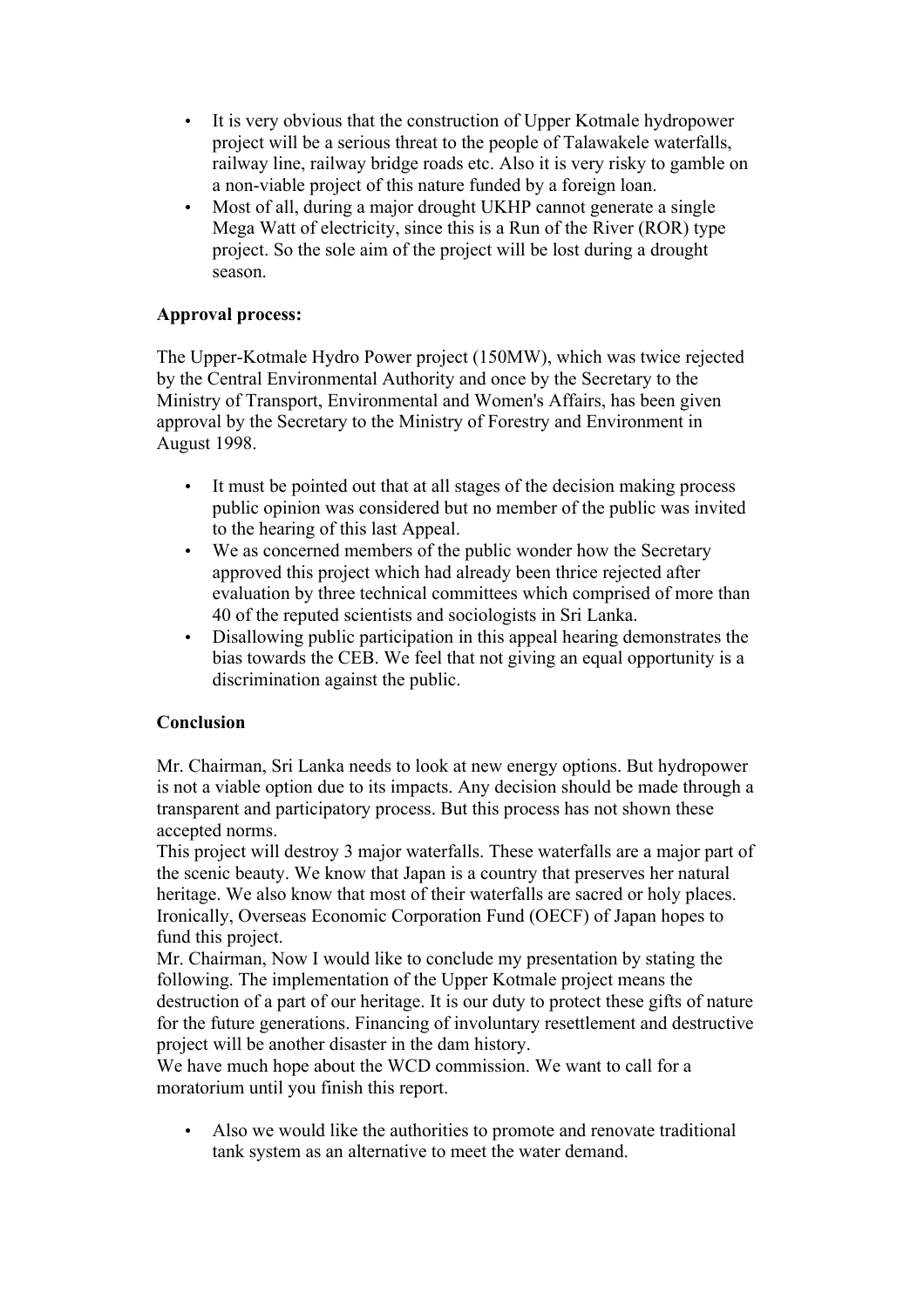- It is very obvious that the construction of Upper Kotmale hydropower project will be a serious threat to the people of Talawakele waterfalls, railway line, railway bridge roads etc. Also it is very risky to gamble on a non-viable project of this nature funded by a foreign loan.
- Most of all, during a major drought UKHP cannot generate a single Mega Watt of electricity, since this is a Run of the River (ROR) type project. So the sole aim of the project will be lost during a drought season.

**Approval process:**

The Upper-Kotmale Hydro Power project (150MW), which was twice rejected by the Central Environmental Authority and once by the Secretary to the Ministry of Transport, Environmental and Women's Affairs, has been given approval by the Secretary to the Ministry of Forestry and Environment in August 1998.

- It must be pointed out that at all stages of the decision making process public opinion was considered but no member of the public was invited to the hearing of this last Appeal.
- We as concerned members of the public wonder how the Secretary approved this project which had already been thrice rejected after evaluation by three technical committees which comprised of more than 40 of the reputed scientists and sociologists in Sri Lanka.
- Disallowing public participation in this appeal hearing demonstrates the bias towards the CEB. We feel that not giving an equal opportunity is a discrimination against the public.

**Conclusion**

Mr. Chairman, Sri Lanka needs to look at new energy options. But hydropower is not a viable option due to its impacts. Any decision should be made through a transparent and participatory process. But this process has not shown these accepted norms.
This project will destroy 3 major waterfalls. These waterfalls are a major part of the scenic beauty. We know that Japan is a country that preserves her natural heritage. We also know that most of their waterfalls are sacred or holy places. Ironically, Overseas Economic Corporation Fund (OECF) of Japan hopes to fund this project.
Mr. Chairman, Now I would like to conclude my presentation by stating the following. The implementation of the Upper Kotmale project means the destruction of a part of our heritage. It is our duty to protect these gifts of nature for the future generations. Financing of involuntary resettlement and destructive project will be another disaster in the dam history.
We have much hope about the WCD commission. We want to call for a moratorium until you finish this report.

- Also we would like the authorities to promote and renovate traditional tank system as an alternative to meet the water demand.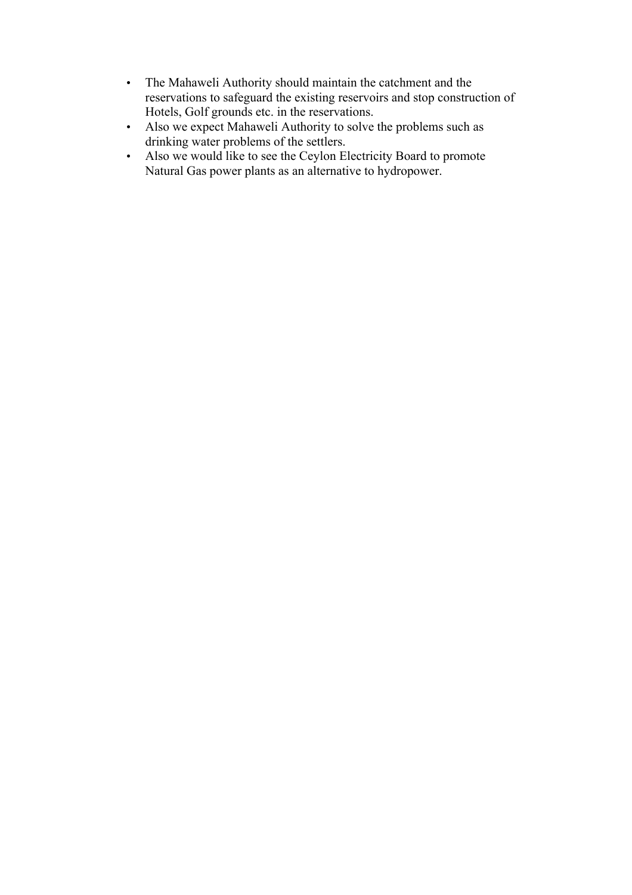- The Mahaweli Authority should maintain the catchment and the reservations to safeguard the existing reservoirs and stop construction of Hotels, Golf grounds etc. in the reservations.
- Also we expect Mahaweli Authority to solve the problems such as drinking water problems of the settlers.
- Also we would like to see the Ceylon Electricity Board to promote Natural Gas power plants as an alternative to hydropower.